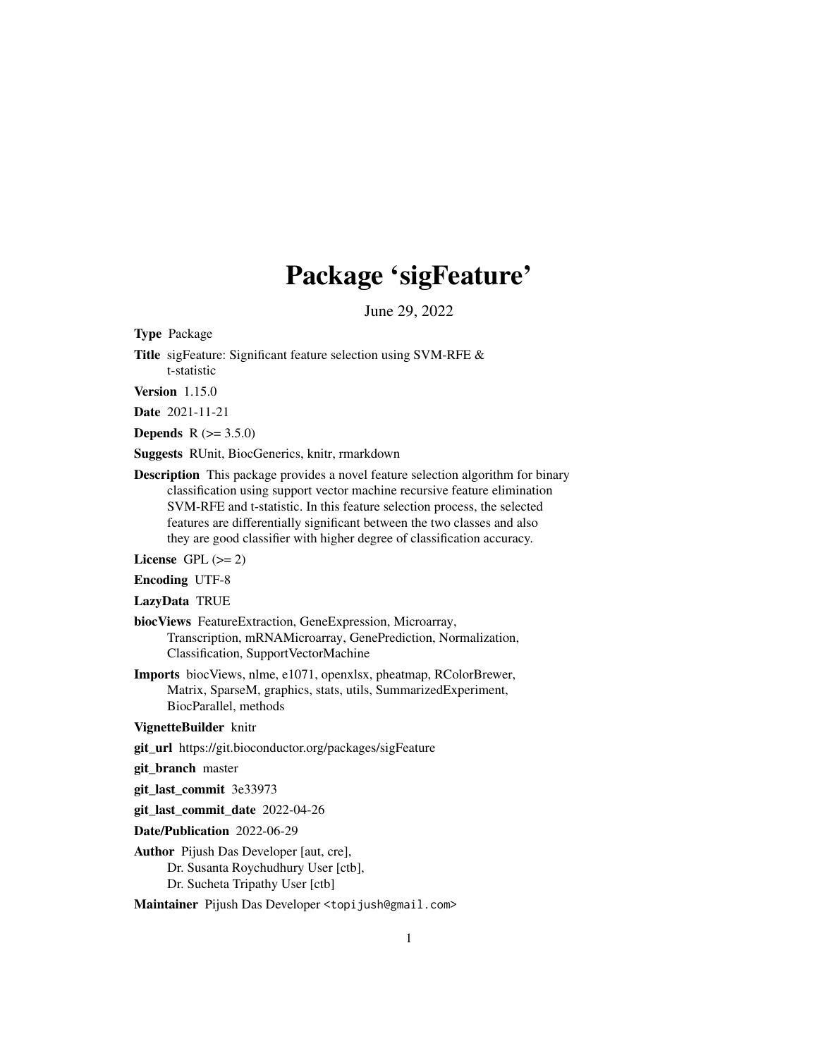# Package 'sigFeature'

June 29, 2022

**Type** Package

**Title** sigFeature: Significant feature selection using SVM-RFE & t-statistic

**Version** 1.15.0

**Date** 2021-11-21

**Depends** R (>= 3.5.0)

**Suggests** RUnit, BiocGenerics, knitr, rmarkdown

**Description** This package provides a novel feature selection algorithm for binary classification using support vector machine recursive feature elimination SVM-RFE and t-statistic. In this feature selection process, the selected features are differentially significant between the two classes and also they are good classifier with higher degree of classification accuracy.

**License** GPL (>= 2)

**Encoding** UTF-8

**LazyData** TRUE

**biocViews** FeatureExtraction, GeneExpression, Microarray, Transcription, mRNAMicroarray, GenePrediction, Normalization, Classification, SupportVectorMachine

**Imports** biocViews, nlme, e1071, openxlsx, pheatmap, RColorBrewer, Matrix, SparseM, graphics, stats, utils, SummarizedExperiment, BiocParallel, methods

**VignetteBuilder** knitr

**git_url** https://git.bioconductor.org/packages/sigFeature

**git_branch** master

**git_last_commit** 3e33973

**git_last_commit_date** 2022-04-26

**Date/Publication** 2022-06-29

**Author** Pijush Das Developer [aut, cre], Dr. Susanta Roychudhury User [ctb], Dr. Sucheta Tripathy User [ctb]

**Maintainer** Pijush Das Developer <topijush@gmail.com>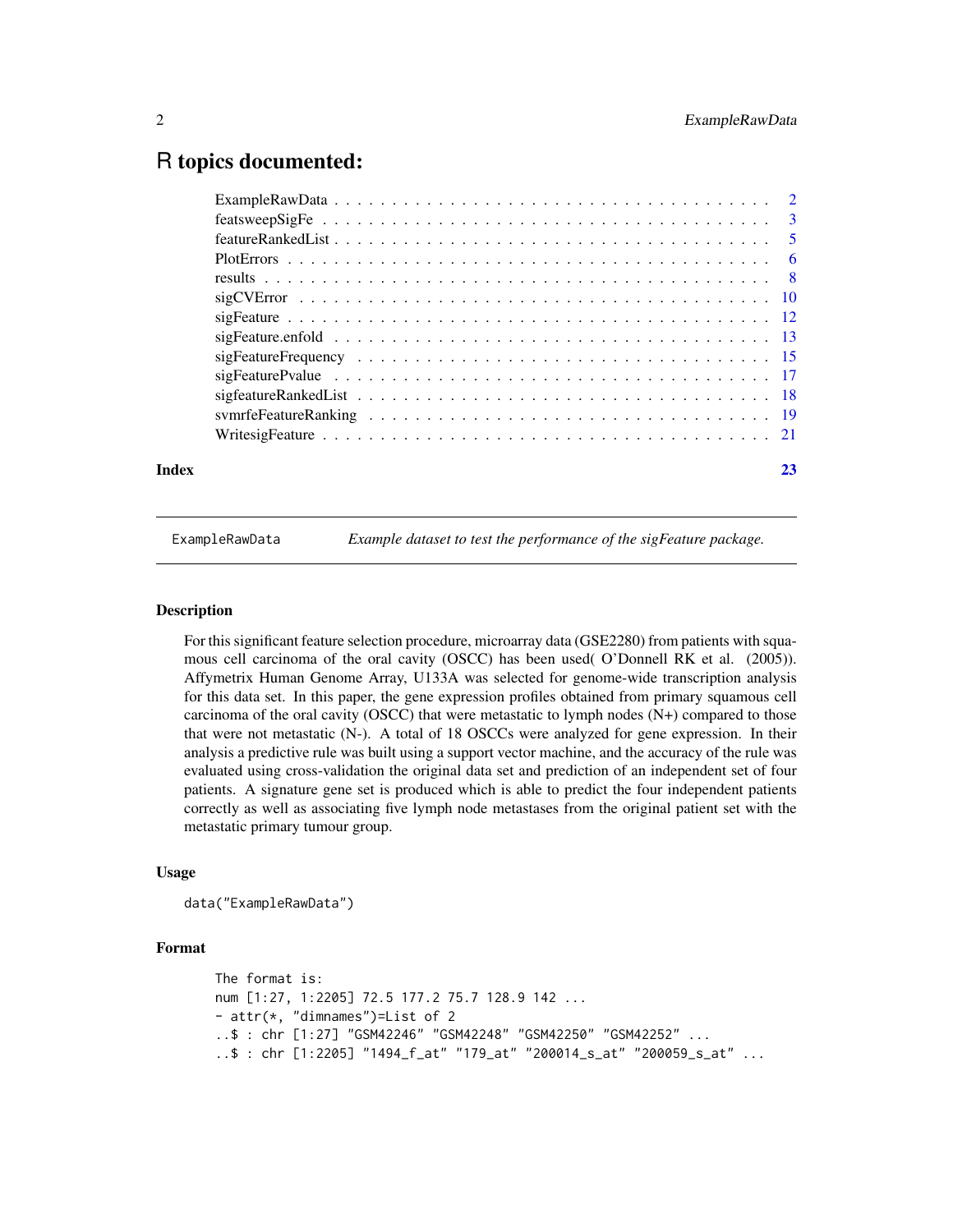# R topics documented:

| | |
|---|---|
| ExampleRawData | 2 |
| featsweepSigFe | 3 |
| featureRankedList | 5 |
| PlotErrors | 6 |
| results | 8 |
| sigCVError | 10 |
| sigFeature | 12 |
| sigFeature.enfold | 13 |
| sigFeatureFrequency | 15 |
| sigFeaturePvalue | 17 |
| sigfeatureRankedList | 18 |
| svmrfeFeatureRanking | 19 |
| WritesigFeature | 21 |

**Index** **23**

---

ExampleRawData *Example dataset to test the performance of the sigFeature package.*

---

## Description

For this significant feature selection procedure, microarray data (GSE2280) from patients with squamous cell carcinoma of the oral cavity (OSCC) has been used( O'Donnell RK et al. (2005)). Affymetrix Human Genome Array, U133A was selected for genome-wide transcription analysis for this data set. In this paper, the gene expression profiles obtained from primary squamous cell carcinoma of the oral cavity (OSCC) that were metastatic to lymph nodes (N+) compared to those that were not metastatic (N-). A total of 18 OSCCs were analyzed for gene expression. In their analysis a predictive rule was built using a support vector machine, and the accuracy of the rule was evaluated using cross-validation the original data set and prediction of an independent set of four patients. A signature gene set is produced which is able to predict the four independent patients correctly as well as associating five lymph node metastases from the original patient set with the metastatic primary tumour group.

## Usage

```
data("ExampleRawData")
```

## Format

```
The format is:
num [1:27, 1:2205] 72.5 177.2 75.7 128.9 142 ...
- attr(*, "dimnames")=List of 2
..$ : chr [1:27] "GSM42246" "GSM42248" "GSM42250" "GSM42252" ...
..$ : chr [1:2205] "1494_f_at" "179_at" "200014_s_at" "200059_s_at" ...
```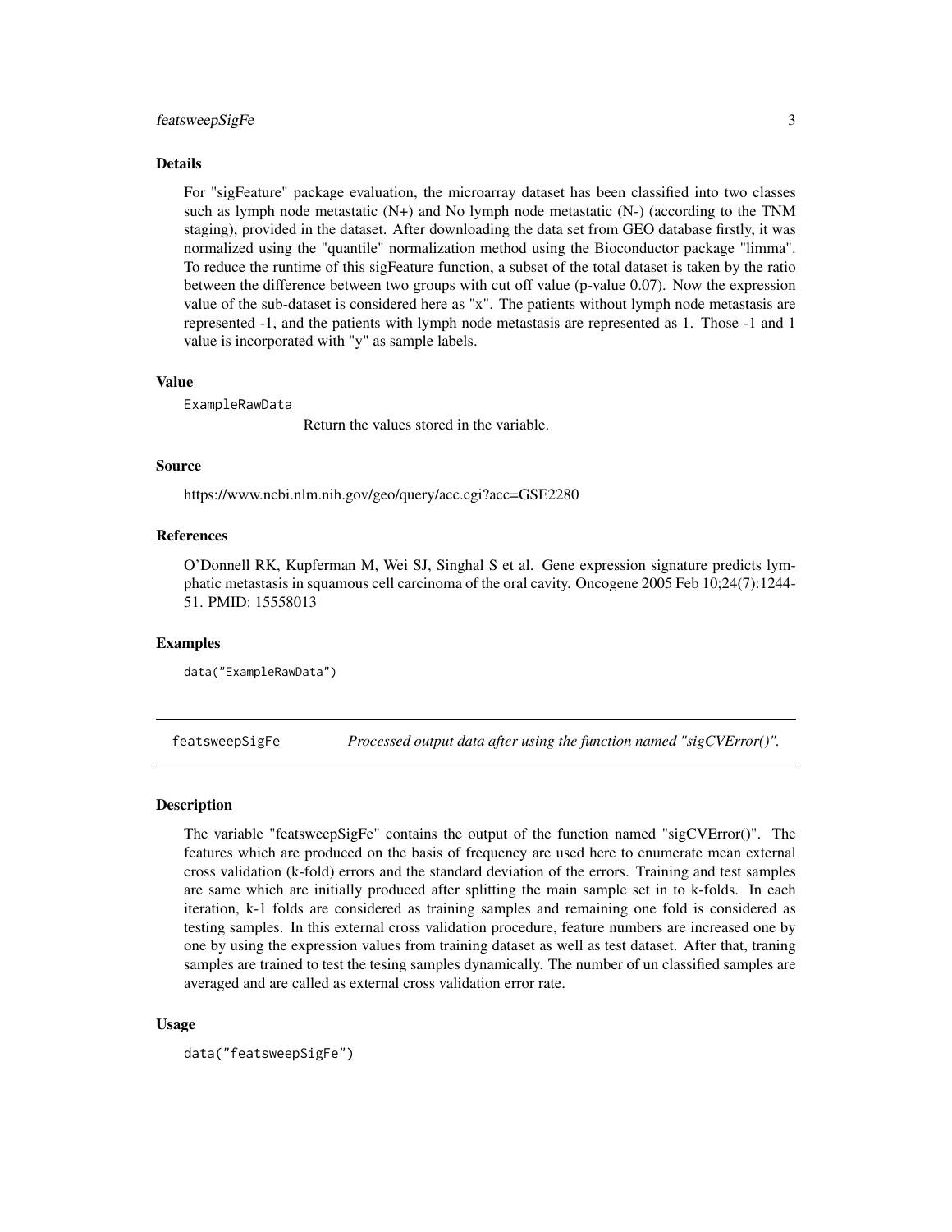## Details

For "sigFeature" package evaluation, the microarray dataset has been classified into two classes such as lymph node metastatic (N+) and No lymph node metastatic (N-) (according to the TNM staging), provided in the dataset. After downloading the data set from GEO database firstly, it was normalized using the "quantile" normalization method using the Bioconductor package "limma". To reduce the runtime of this sigFeature function, a subset of the total dataset is taken by the ratio between the difference between two groups with cut off value (p-value 0.07). Now the expression value of the sub-dataset is considered here as "x". The patients without lymph node metastasis are represented -1, and the patients with lymph node metastasis are represented as 1. Those -1 and 1 value is incorporated with "y" as sample labels.

## Value

`ExampleRawData`
: Return the values stored in the variable.

## Source

https://www.ncbi.nlm.nih.gov/geo/query/acc.cgi?acc=GSE2280

## References

O'Donnell RK, Kupferman M, Wei SJ, Singhal S et al. Gene expression signature predicts lymphatic metastasis in squamous cell carcinoma of the oral cavity. Oncogene 2005 Feb 10;24(7):1244-51. PMID: 15558013

## Examples

```
data("ExampleRawData")
```

---

# featsweepSigFe — *Processed output data after using the function named "sigCVError()".*

## Description

The variable "featsweepSigFe" contains the output of the function named "sigCVError()". The features which are produced on the basis of frequency are used here to enumerate mean external cross validation (k-fold) errors and the standard deviation of the errors. Training and test samples are same which are initially produced after splitting the main sample set in to k-folds. In each iteration, k-1 folds are considered as training samples and remaining one fold is considered as testing samples. In this external cross validation procedure, feature numbers are increased one by one by using the expression values from training dataset as well as test dataset. After that, traning samples are trained to test the tesing samples dynamically. The number of un classified samples are averaged and are called as external cross validation error rate.

## Usage

```
data("featsweepSigFe")
```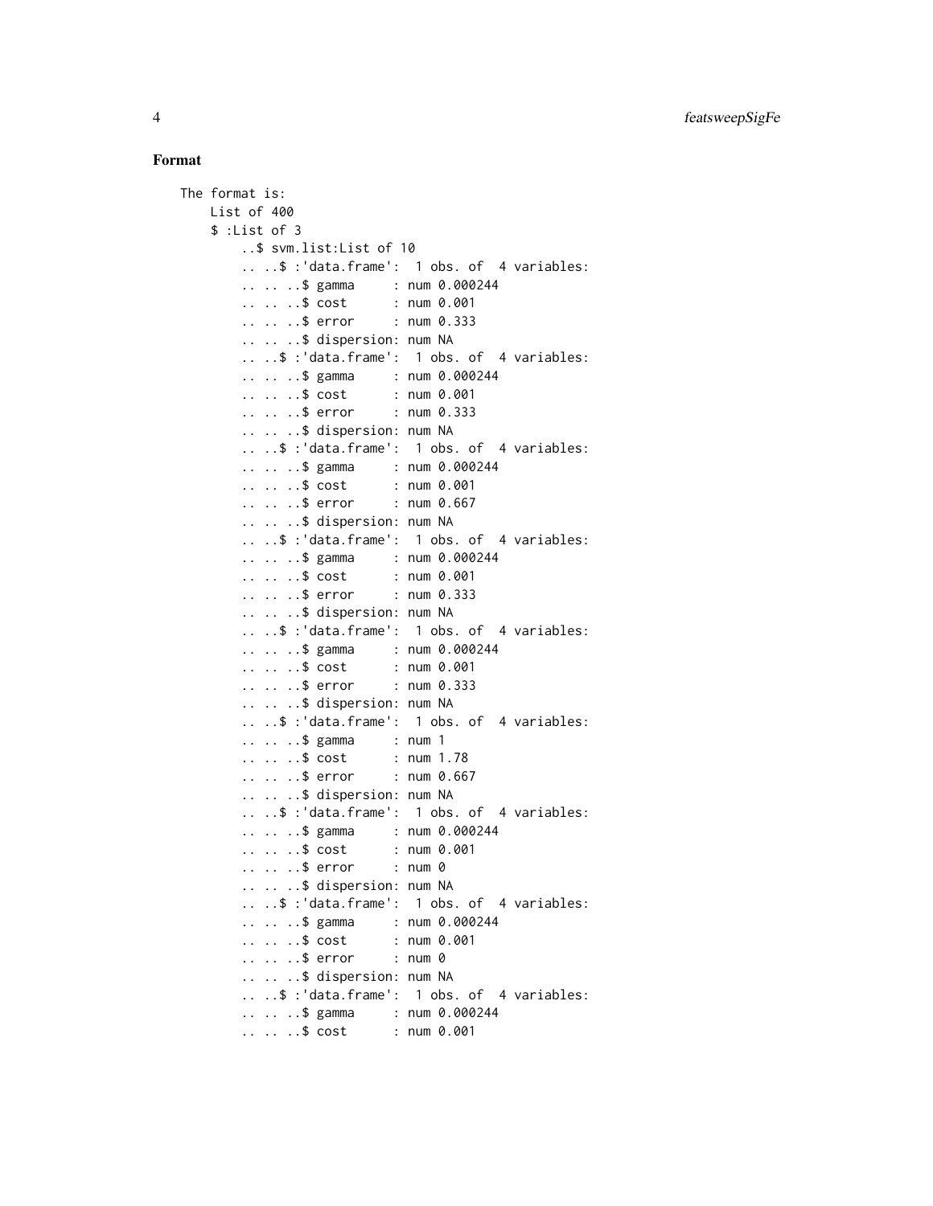### Format

```
The format is:
    List of 400
    $ :List of 3
        ..$ svm.list:List of 10
        .. ..$ :'data.frame':  1 obs. of  4 variables:
        .. .. ..$ gamma     : num 0.000244
        .. .. ..$ cost      : num 0.001
        .. .. ..$ error     : num 0.333
        .. .. ..$ dispersion: num NA
        .. ..$ :'data.frame':  1 obs. of  4 variables:
        .. .. ..$ gamma     : num 0.000244
        .. .. ..$ cost      : num 0.001
        .. .. ..$ error     : num 0.333
        .. .. ..$ dispersion: num NA
        .. ..$ :'data.frame':  1 obs. of  4 variables:
        .. .. ..$ gamma     : num 0.000244
        .. .. ..$ cost      : num 0.001
        .. .. ..$ error     : num 0.667
        .. .. ..$ dispersion: num NA
        .. ..$ :'data.frame':  1 obs. of  4 variables:
        .. .. ..$ gamma     : num 0.000244
        .. .. ..$ cost      : num 0.001
        .. .. ..$ error     : num 0.333
        .. .. ..$ dispersion: num NA
        .. ..$ :'data.frame':  1 obs. of  4 variables:
        .. .. ..$ gamma     : num 0.000244
        .. .. ..$ cost      : num 0.001
        .. .. ..$ error     : num 0.333
        .. .. ..$ dispersion: num NA
        .. ..$ :'data.frame':  1 obs. of  4 variables:
        .. .. ..$ gamma     : num 1
        .. .. ..$ cost      : num 1.78
        .. .. ..$ error     : num 0.667
        .. .. ..$ dispersion: num NA
        .. ..$ :'data.frame':  1 obs. of  4 variables:
        .. .. ..$ gamma     : num 0.000244
        .. .. ..$ cost      : num 0.001
        .. .. ..$ error     : num 0
        .. .. ..$ dispersion: num NA
        .. ..$ :'data.frame':  1 obs. of  4 variables:
        .. .. ..$ gamma     : num 0.000244
        .. .. ..$ cost      : num 0.001
        .. .. ..$ error     : num 0
        .. .. ..$ dispersion: num NA
        .. ..$ :'data.frame':  1 obs. of  4 variables:
        .. .. ..$ gamma     : num 0.000244
        .. .. ..$ cost      : num 0.001
```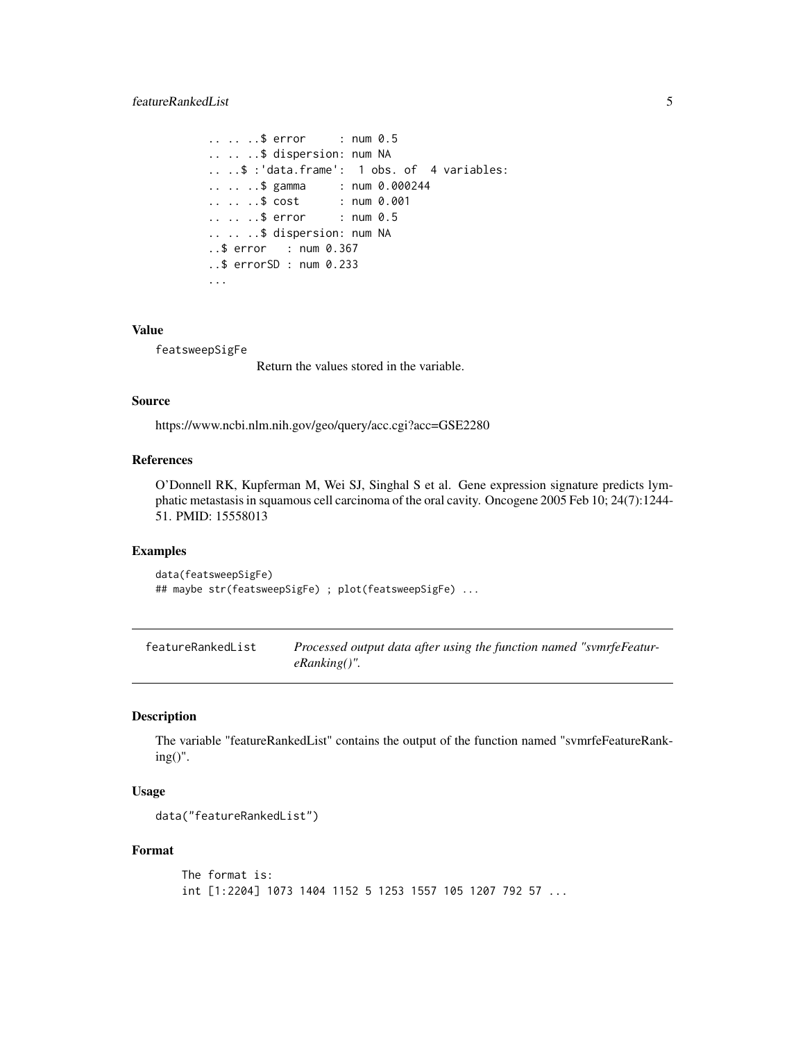```
.. .. ..$ error     : num 0.5
.. .. ..$ dispersion: num NA
.. ..$ :'data.frame':  1 obs. of  4 variables:
.. .. ..$ gamma     : num 0.000244
.. .. ..$ cost      : num 0.001
.. .. ..$ error     : num 0.5
.. .. ..$ dispersion: num NA
..$ error   : num 0.367
..$ errorSD : num 0.233
...
```

### Value

`featsweepSigFe`
: Return the values stored in the variable.

### Source

https://www.ncbi.nlm.nih.gov/geo/query/acc.cgi?acc=GSE2280

### References

O'Donnell RK, Kupferman M, Wei SJ, Singhal S et al. Gene expression signature predicts lymphatic metastasis in squamous cell carcinoma of the oral cavity. Oncogene 2005 Feb 10; 24(7):1244-51. PMID: 15558013

### Examples

```
data(featsweepSigFe)
## maybe str(featsweepSigFe) ; plot(featsweepSigFe) ...
```

---

## featureRankedList — *Processed output data after using the function named "svmrfeFeatureRanking()".*

---

### Description

The variable "featureRankedList" contains the output of the function named "svmrfeFeatureRanking()".

### Usage

```
data("featureRankedList")
```

### Format

```
The format is:
int [1:2204] 1073 1404 1152 5 1253 1557 105 1207 792 57 ...
```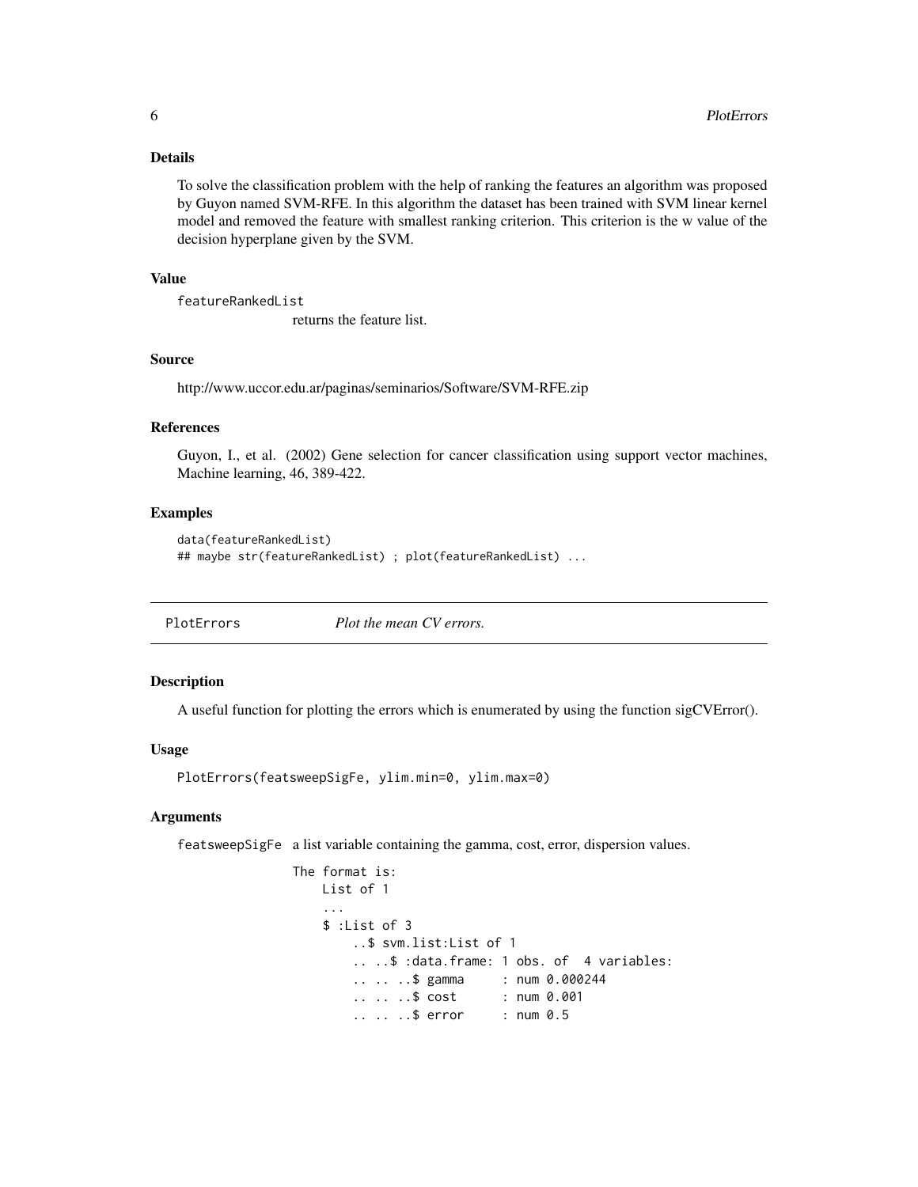### Details

To solve the classification problem with the help of ranking the features an algorithm was proposed by Guyon named SVM-RFE. In this algorithm the dataset has been trained with SVM linear kernel model and removed the feature with smallest ranking criterion. This criterion is the w value of the decision hyperplane given by the SVM.

### Value

`featureRankedList`
returns the feature list.

### Source

http://www.uccor.edu.ar/paginas/seminarios/Software/SVM-RFE.zip

### References

Guyon, I., et al. (2002) Gene selection for cancer classification using support vector machines, Machine learning, 46, 389-422.

### Examples

```
data(featureRankedList)
## maybe str(featureRankedList) ; plot(featureRankedList) ...
```

---

## PlotErrors — *Plot the mean CV errors.*

### Description

A useful function for plotting the errors which is enumerated by using the function sigCVError().

### Usage

```
PlotErrors(featsweepSigFe, ylim.min=0, ylim.max=0)
```

### Arguments

`featsweepSigFe` a list variable containing the gamma, cost, error, dispersion values.

```
The format is:
    List of 1
    ...
    $ :List of 3
        ..$ svm.list:List of 1
        .. ..$ :data.frame: 1 obs. of  4 variables:
        .. .. ..$ gamma     : num 0.000244
        .. .. ..$ cost      : num 0.001
        .. .. ..$ error     : num 0.5
```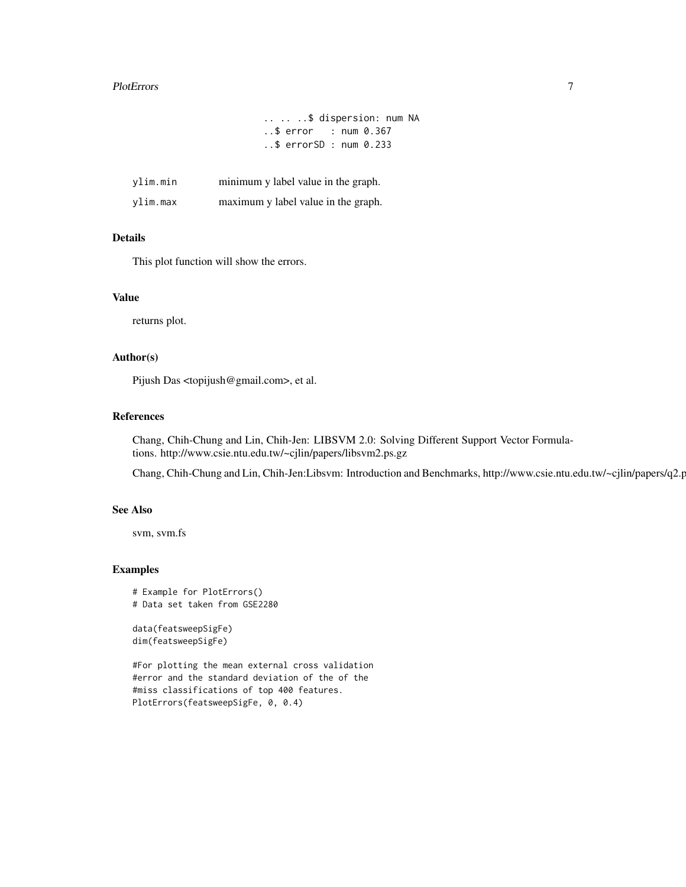```
.. .. ..$ dispersion: num NA
..$ error   : num 0.367
..$ errorSD : num 0.233
```

| | |
|---|---|
| ylim.min | minimum y label value in the graph. |
| ylim.max | maximum y label value in the graph. |

### Details

This plot function will show the errors.

### Value

returns plot.

### Author(s)

Pijush Das <topijush@gmail.com>, et al.

### References

Chang, Chih-Chung and Lin, Chih-Jen: LIBSVM 2.0: Solving Different Support Vector Formulations. http://www.csie.ntu.edu.tw/~cjlin/papers/libsvm2.ps.gz

Chang, Chih-Chung and Lin, Chih-Jen:Libsvm: Introduction and Benchmarks, http://www.csie.ntu.edu.tw/~cjlin/papers/q2.p

### See Also

svm, svm.fs

### Examples

```
# Example for PlotErrors()
# Data set taken from GSE2280

data(featsweepSigFe)
dim(featsweepSigFe)

#For plotting the mean external cross validation
#error and the standard deviation of the of the
#miss classifications of top 400 features.
PlotErrors(featsweepSigFe, 0, 0.4)
```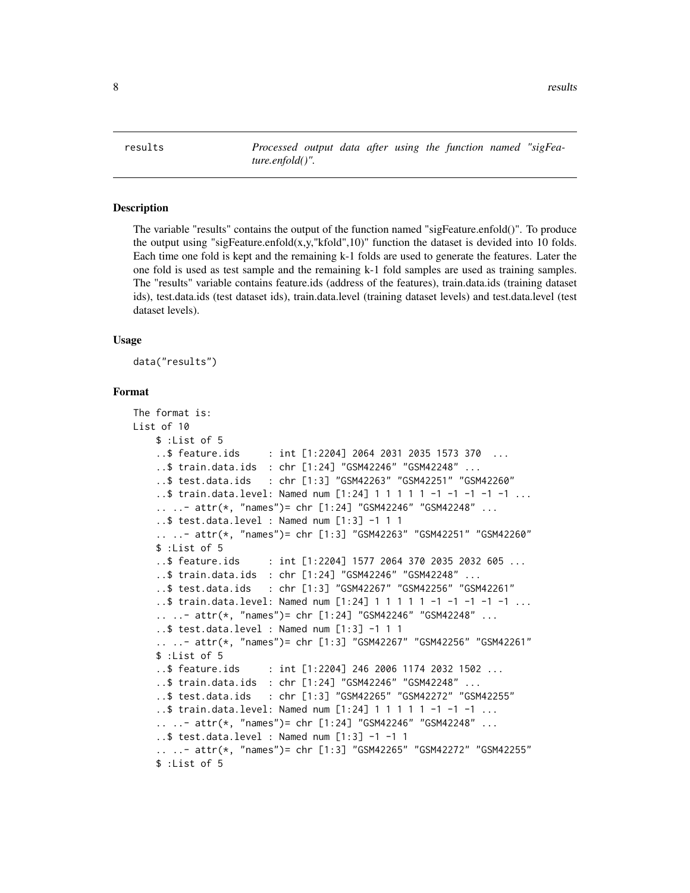# results

*Processed output data after using the function named "sigFeature.enfold()".*

## Description

The variable "results" contains the output of the function named "sigFeature.enfold()". To produce the output using "sigFeature.enfold(x,y,"kfold",10)" function the dataset is devided into 10 folds. Each time one fold is kept and the remaining k-1 folds are used to generate the features. Later the one fold is used as test sample and the remaining k-1 fold samples are used as training samples. The "results" variable contains feature.ids (address of the features), train.data.ids (training dataset ids), test.data.ids (test dataset ids), train.data.level (training dataset levels) and test.data.level (test dataset levels).

## Usage

```
data("results")
```

## Format

```
The format is:
List of 10
    $ :List of 5
    ..$ feature.ids     : int [1:2204] 2064 2031 2035 1573 370  ...
    ..$ train.data.ids  : chr [1:24] "GSM42246" "GSM42248" ...
    ..$ test.data.ids   : chr [1:3] "GSM42263" "GSM42251" "GSM42260"
    ..$ train.data.level: Named num [1:24] 1 1 1 1 1 -1 -1 -1 -1 -1 ...
    .. ..- attr(*, "names")= chr [1:24] "GSM42246" "GSM42248" ...
    ..$ test.data.level : Named num [1:3] -1 1 1
    .. ..- attr(*, "names")= chr [1:3] "GSM42263" "GSM42251" "GSM42260"
    $ :List of 5
    ..$ feature.ids     : int [1:2204] 1577 2064 370 2035 2032 605 ...
    ..$ train.data.ids  : chr [1:24] "GSM42246" "GSM42248" ...
    ..$ test.data.ids   : chr [1:3] "GSM42267" "GSM42256" "GSM42261"
    ..$ train.data.level: Named num [1:24] 1 1 1 1 1 -1 -1 -1 -1 -1 ...
    .. ..- attr(*, "names")= chr [1:24] "GSM42246" "GSM42248" ...
    ..$ test.data.level : Named num [1:3] -1 1 1
    .. ..- attr(*, "names")= chr [1:3] "GSM42267" "GSM42256" "GSM42261"
    $ :List of 5
    ..$ feature.ids     : int [1:2204] 246 2006 1174 2032 1502 ...
    ..$ train.data.ids  : chr [1:24] "GSM42246" "GSM42248" ...
    ..$ test.data.ids   : chr [1:3] "GSM42265" "GSM42272" "GSM42255"
    ..$ train.data.level: Named num [1:24] 1 1 1 1 1 -1 -1 -1 ...
    .. ..- attr(*, "names")= chr [1:24] "GSM42246" "GSM42248" ...
    ..$ test.data.level : Named num [1:3] -1 -1 1
    .. ..- attr(*, "names")= chr [1:3] "GSM42265" "GSM42272" "GSM42255"
    $ :List of 5
```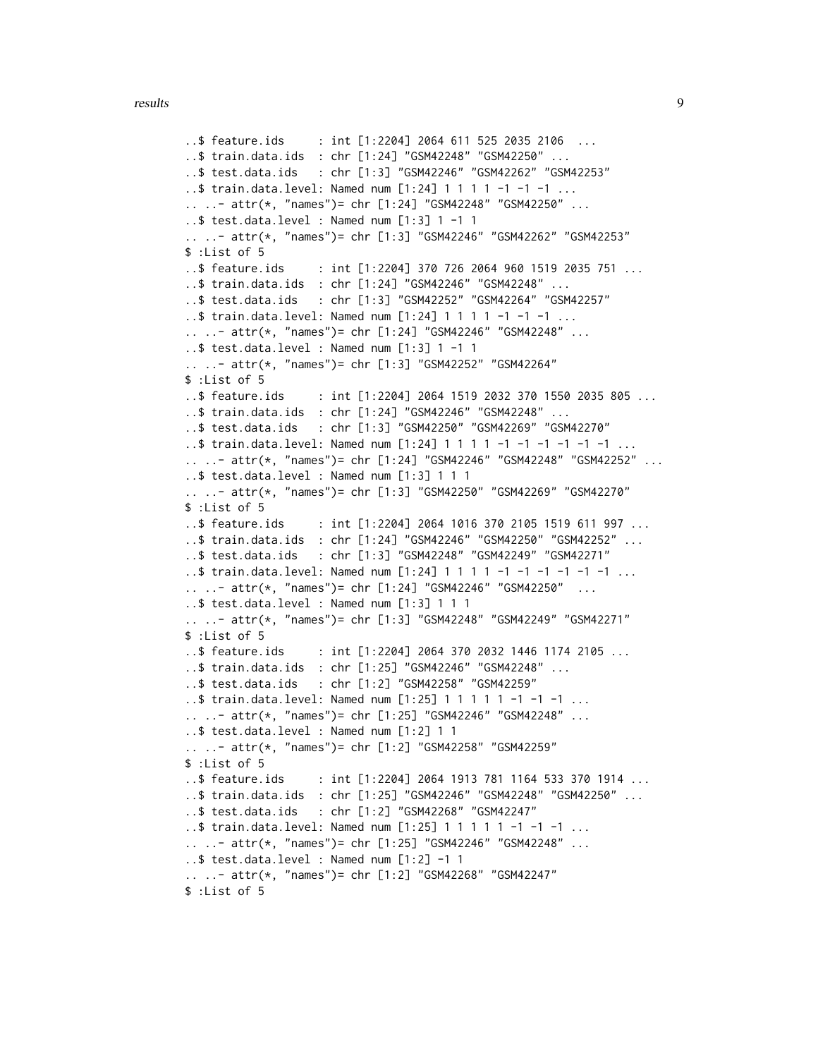```
..$ feature.ids     : int [1:2204] 2064 611 525 2035 2106  ...
..$ train.data.ids  : chr [1:24] "GSM42248" "GSM42250" ...
..$ test.data.ids   : chr [1:3] "GSM42246" "GSM42262" "GSM42253"
..$ train.data.level: Named num [1:24] 1 1 1 1 -1 -1 -1 ...
.. ..- attr(*, "names")= chr [1:24] "GSM42248" "GSM42250" ...
..$ test.data.level : Named num [1:3] 1 -1 1
.. ..- attr(*, "names")= chr [1:3] "GSM42246" "GSM42262" "GSM42253"
$ :List of 5
..$ feature.ids     : int [1:2204] 370 726 2064 960 1519 2035 751 ...
..$ train.data.ids  : chr [1:24] "GSM42246" "GSM42248" ...
..$ test.data.ids   : chr [1:3] "GSM42252" "GSM42264" "GSM42257"
..$ train.data.level: Named num [1:24] 1 1 1 1 -1 -1 -1 ...
.. ..- attr(*, "names")= chr [1:24] "GSM42246" "GSM42248" ...
..$ test.data.level : Named num [1:3] 1 -1 1
.. ..- attr(*, "names")= chr [1:3] "GSM42252" "GSM42264"
$ :List of 5
..$ feature.ids     : int [1:2204] 2064 1519 2032 370 1550 2035 805 ...
..$ train.data.ids  : chr [1:24] "GSM42246" "GSM42248" ...
..$ test.data.ids   : chr [1:3] "GSM42250" "GSM42269" "GSM42270"
..$ train.data.level: Named num [1:24] 1 1 1 1 -1 -1 -1 -1 -1 -1 ...
.. ..- attr(*, "names")= chr [1:24] "GSM42246" "GSM42248" "GSM42252" ...
..$ test.data.level : Named num [1:3] 1 1 1
.. ..- attr(*, "names")= chr [1:3] "GSM42250" "GSM42269" "GSM42270"
$ :List of 5
..$ feature.ids     : int [1:2204] 2064 1016 370 2105 1519 611 997 ...
..$ train.data.ids  : chr [1:24] "GSM42246" "GSM42250" "GSM42252" ...
..$ test.data.ids   : chr [1:3] "GSM42248" "GSM42249" "GSM42271"
..$ train.data.level: Named num [1:24] 1 1 1 1 -1 -1 -1 -1 -1 -1 ...
.. ..- attr(*, "names")= chr [1:24] "GSM42246" "GSM42250"  ...
..$ test.data.level : Named num [1:3] 1 1 1
.. ..- attr(*, "names")= chr [1:3] "GSM42248" "GSM42249" "GSM42271"
$ :List of 5
..$ feature.ids     : int [1:2204] 2064 370 2032 1446 1174 2105 ...
..$ train.data.ids  : chr [1:25] "GSM42246" "GSM42248" ...
..$ test.data.ids   : chr [1:2] "GSM42258" "GSM42259"
..$ train.data.level: Named num [1:25] 1 1 1 1 1 -1 -1 -1 ...
.. ..- attr(*, "names")= chr [1:25] "GSM42246" "GSM42248" ...
..$ test.data.level : Named num [1:2] 1 1
.. ..- attr(*, "names")= chr [1:2] "GSM42258" "GSM42259"
$ :List of 5
..$ feature.ids     : int [1:2204] 2064 1913 781 1164 533 370 1914 ...
..$ train.data.ids  : chr [1:25] "GSM42246" "GSM42248" "GSM42250" ...
..$ test.data.ids   : chr [1:2] "GSM42268" "GSM42247"
..$ train.data.level: Named num [1:25] 1 1 1 1 1 -1 -1 -1 ...
.. ..- attr(*, "names")= chr [1:25] "GSM42246" "GSM42248" ...
..$ test.data.level : Named num [1:2] -1 1
.. ..- attr(*, "names")= chr [1:2] "GSM42268" "GSM42247"
$ :List of 5
```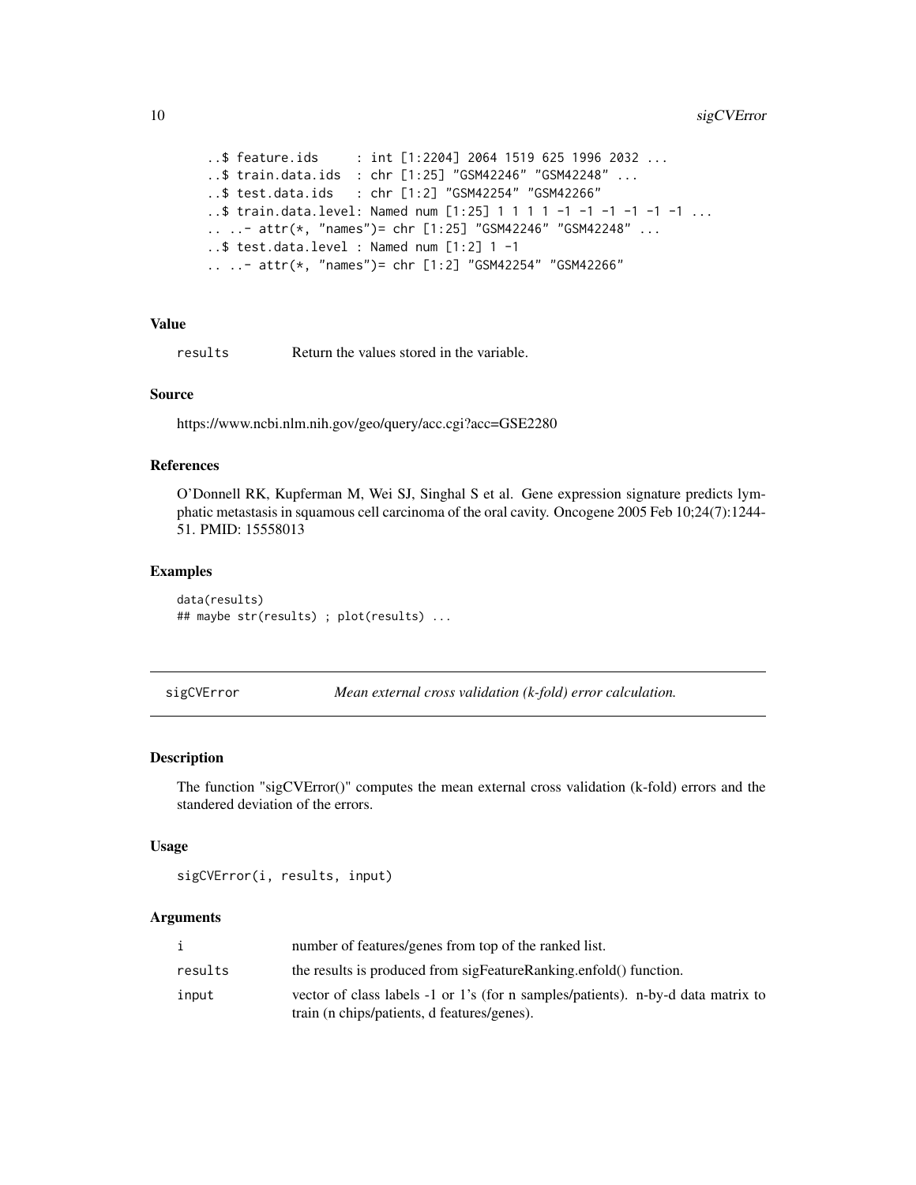```
  ..$ feature.ids      : int [1:2204] 2064 1519 625 1996 2032 ...
  ..$ train.data.ids   : chr [1:25] "GSM42246" "GSM42248" ...
  ..$ test.data.ids    : chr [1:2] "GSM42254" "GSM42266"
  ..$ train.data.level: Named num [1:25] 1 1 1 1 -1 -1 -1 -1 -1 -1 ...
  .. ..- attr(*, "names")= chr [1:25] "GSM42246" "GSM42248" ...
  ..$ test.data.level : Named num [1:2] 1 -1
  .. ..- attr(*, "names")= chr [1:2] "GSM42254" "GSM42266"
```

### Value

| | |
|---|---|
| results | Return the values stored in the variable. |

### Source

https://www.ncbi.nlm.nih.gov/geo/query/acc.cgi?acc=GSE2280

### References

O'Donnell RK, Kupferman M, Wei SJ, Singhal S et al. Gene expression signature predicts lymphatic metastasis in squamous cell carcinoma of the oral cavity. Oncogene 2005 Feb 10;24(7):1244-51. PMID: 15558013

### Examples

```
data(results)
## maybe str(results) ; plot(results) ...
```

---

## sigCVError — *Mean external cross validation (k-fold) error calculation.*

---

### Description

The function "sigCVError()" computes the mean external cross validation (k-fold) errors and the standered deviation of the errors.

### Usage

```
sigCVError(i, results, input)
```

### Arguments

| | |
|---|---|
| i | number of features/genes from top of the ranked list. |
| results | the results is produced from sigFeatureRanking.enfold() function. |
| input | vector of class labels -1 or 1's (for n samples/patients). n-by-d data matrix to train (n chips/patients, d features/genes). |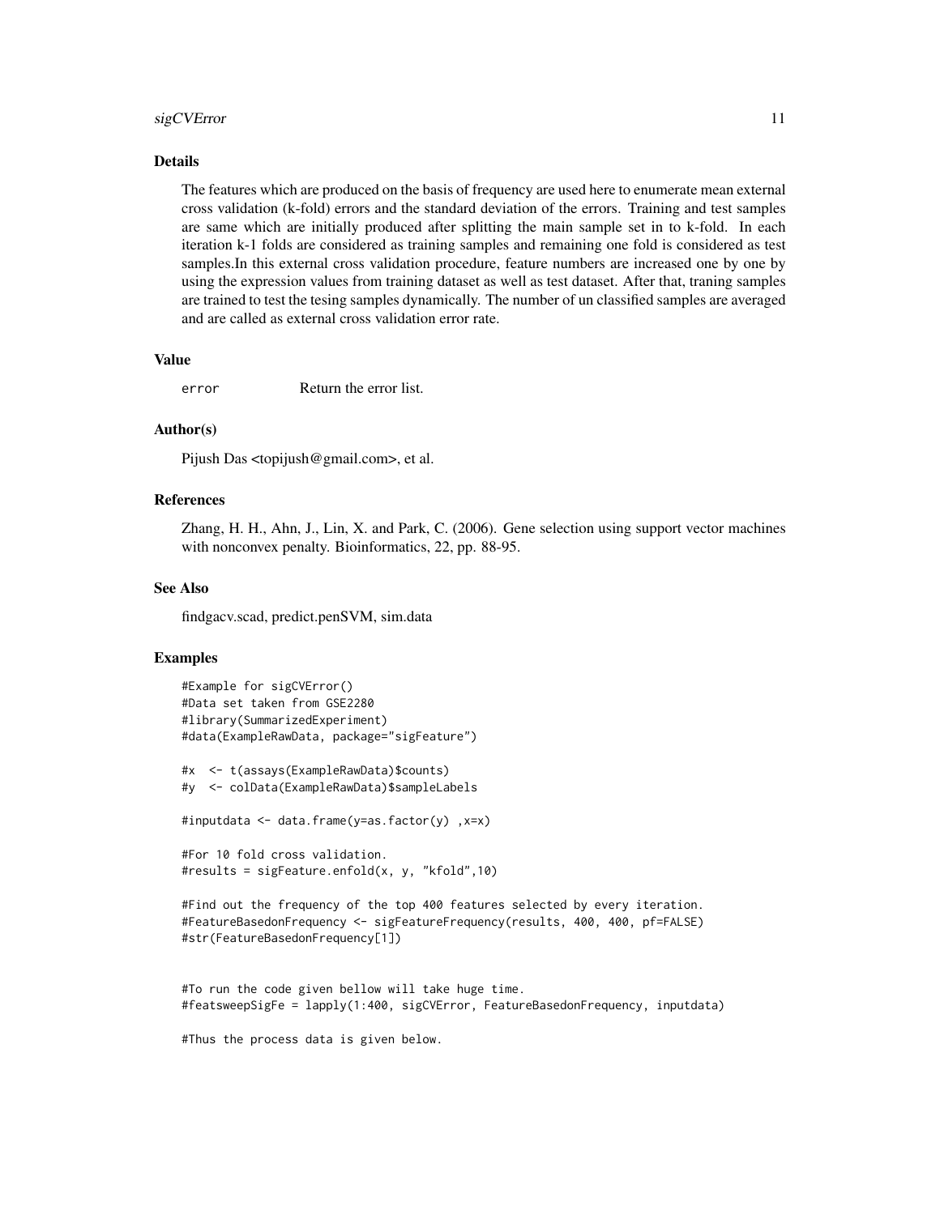## Details

The features which are produced on the basis of frequency are used here to enumerate mean external cross validation (k-fold) errors and the standard deviation of the errors. Training and test samples are same which are initially produced after splitting the main sample set in to k-fold. In each iteration k-1 folds are considered as training samples and remaining one fold is considered as test samples.In this external cross validation procedure, feature numbers are increased one by one by using the expression values from training dataset as well as test dataset. After that, traning samples are trained to test the tesing samples dynamically. The number of un classified samples are averaged and are called as external cross validation error rate.

## Value

| | |
|---|---|
| error | Return the error list. |

## Author(s)

Pijush Das <topijush@gmail.com>, et al.

## References

Zhang, H. H., Ahn, J., Lin, X. and Park, C. (2006). Gene selection using support vector machines with nonconvex penalty. Bioinformatics, 22, pp. 88-95.

## See Also

findgacv.scad, predict.penSVM, sim.data

## Examples

```
#Example for sigCVError()
#Data set taken from GSE2280
#library(SummarizedExperiment)
#data(ExampleRawData, package="sigFeature")

#x  <- t(assays(ExampleRawData)$counts)
#y  <- colData(ExampleRawData)$sampleLabels

#inputdata <- data.frame(y=as.factor(y) ,x=x)

#For 10 fold cross validation.
#results = sigFeature.enfold(x, y, "kfold",10)

#Find out the frequency of the top 400 features selected by every iteration.
#FeatureBasedonFrequency <- sigFeatureFrequency(results, 400, 400, pf=FALSE)
#str(FeatureBasedonFrequency[1])


#To run the code given bellow will take huge time.
#featsweepSigFe = lapply(1:400, sigCVError, FeatureBasedonFrequency, inputdata)

#Thus the process data is given below.
```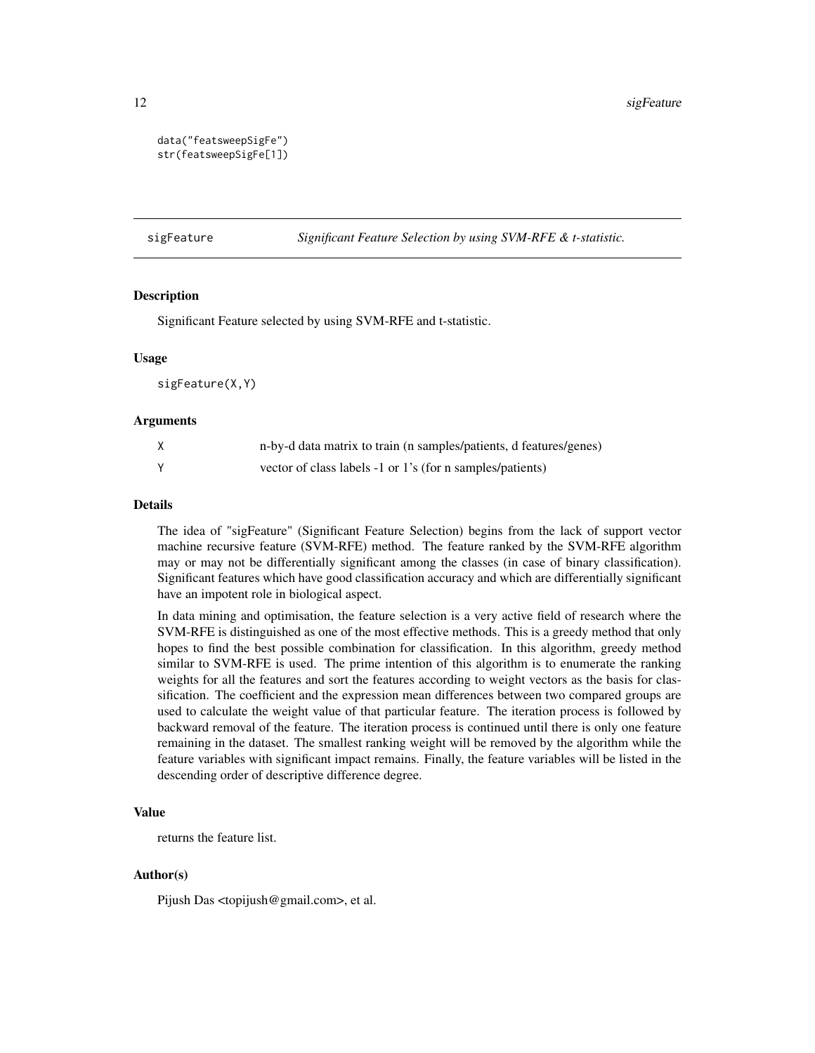```
data("featsweepSigFe")
str(featsweepSigFe[1])
```

---

## sigFeature — *Significant Feature Selection by using SVM-RFE & t-statistic.*

### Description

Significant Feature selected by using SVM-RFE and t-statistic.

### Usage

```
sigFeature(X,Y)
```

### Arguments

| | |
|---|---|
| X | n-by-d data matrix to train (n samples/patients, d features/genes) |
| Y | vector of class labels -1 or 1's (for n samples/patients) |

### Details

The idea of "sigFeature" (Significant Feature Selection) begins from the lack of support vector machine recursive feature (SVM-RFE) method. The feature ranked by the SVM-RFE algorithm may or may not be differentially significant among the classes (in case of binary classification). Significant features which have good classification accuracy and which are differentially significant have an impotent role in biological aspect.

In data mining and optimisation, the feature selection is a very active field of research where the SVM-RFE is distinguished as one of the most effective methods. This is a greedy method that only hopes to find the best possible combination for classification. In this algorithm, greedy method similar to SVM-RFE is used. The prime intention of this algorithm is to enumerate the ranking weights for all the features and sort the features according to weight vectors as the basis for classification. The coefficient and the expression mean differences between two compared groups are used to calculate the weight value of that particular feature. The iteration process is followed by backward removal of the feature. The iteration process is continued until there is only one feature remaining in the dataset. The smallest ranking weight will be removed by the algorithm while the feature variables with significant impact remains. Finally, the feature variables will be listed in the descending order of descriptive difference degree.

### Value

returns the feature list.

### Author(s)

Pijush Das <topijush@gmail.com>, et al.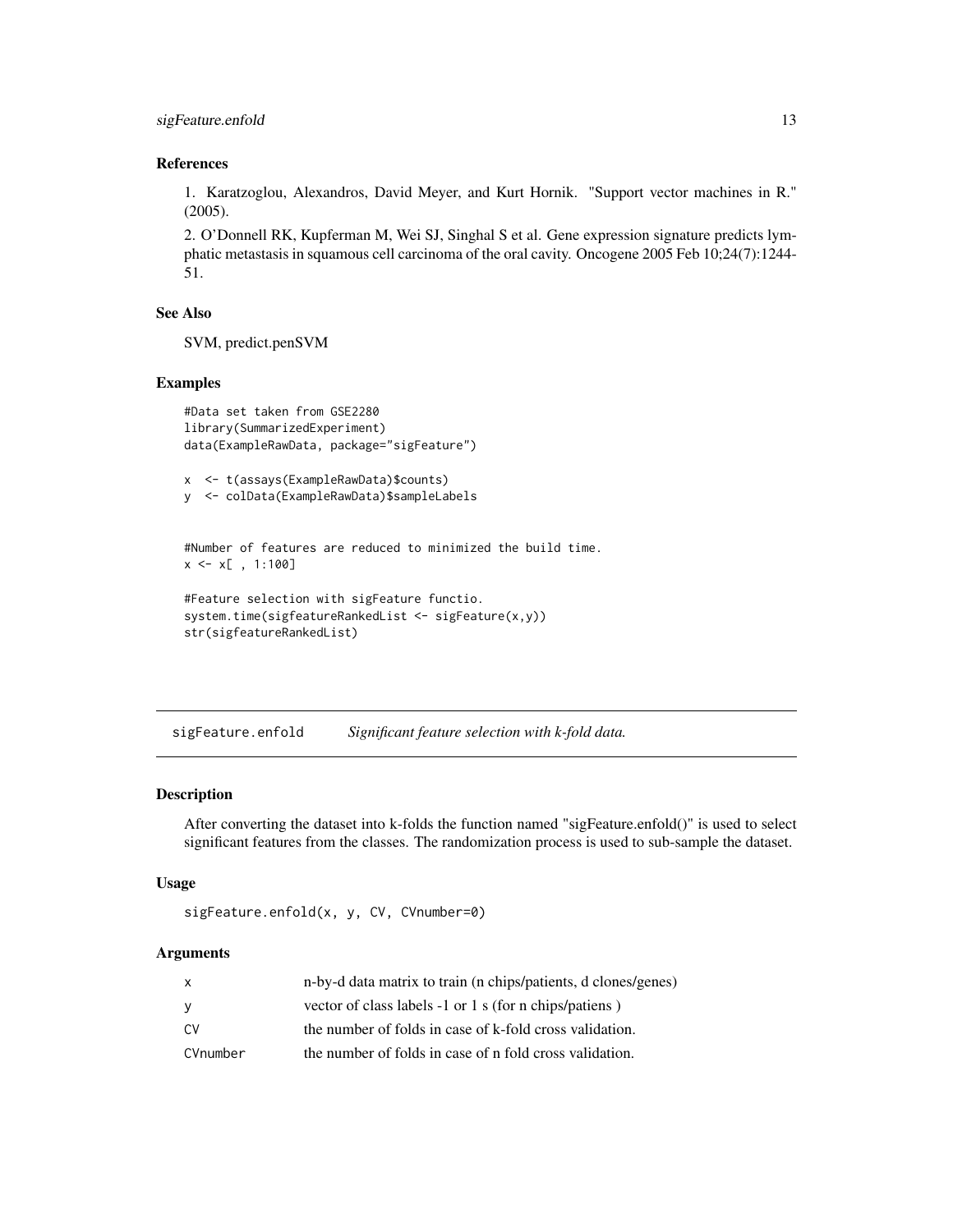### References

1. Karatzoglou, Alexandros, David Meyer, and Kurt Hornik. "Support vector machines in R." (2005).

2. O'Donnell RK, Kupferman M, Wei SJ, Singhal S et al. Gene expression signature predicts lymphatic metastasis in squamous cell carcinoma of the oral cavity. Oncogene 2005 Feb 10;24(7):1244-51.

### See Also

SVM, predict.penSVM

### Examples

```
#Data set taken from GSE2280
library(SummarizedExperiment)
data(ExampleRawData, package="sigFeature")

x  <- t(assays(ExampleRawData)$counts)
y  <- colData(ExampleRawData)$sampleLabels


#Number of features are reduced to minimized the build time.
x <- x[ , 1:100]

#Feature selection with sigFeature functio.
system.time(sigfeatureRankedList <- sigFeature(x,y))
str(sigfeatureRankedList)
```

---

## sigFeature.enfold — *Significant feature selection with k-fold data.*

### Description

After converting the dataset into k-folds the function named "sigFeature.enfold()" is used to select significant features from the classes. The randomization process is used to sub-sample the dataset.

### Usage

```
sigFeature.enfold(x, y, CV, CVnumber=0)
```

### Arguments

| | |
|---|---|
| x | n-by-d data matrix to train (n chips/patients, d clones/genes) |
| y | vector of class labels -1 or 1 s (for n chips/patiens ) |
| CV | the number of folds in case of k-fold cross validation. |
| CVnumber | the number of folds in case of n fold cross validation. |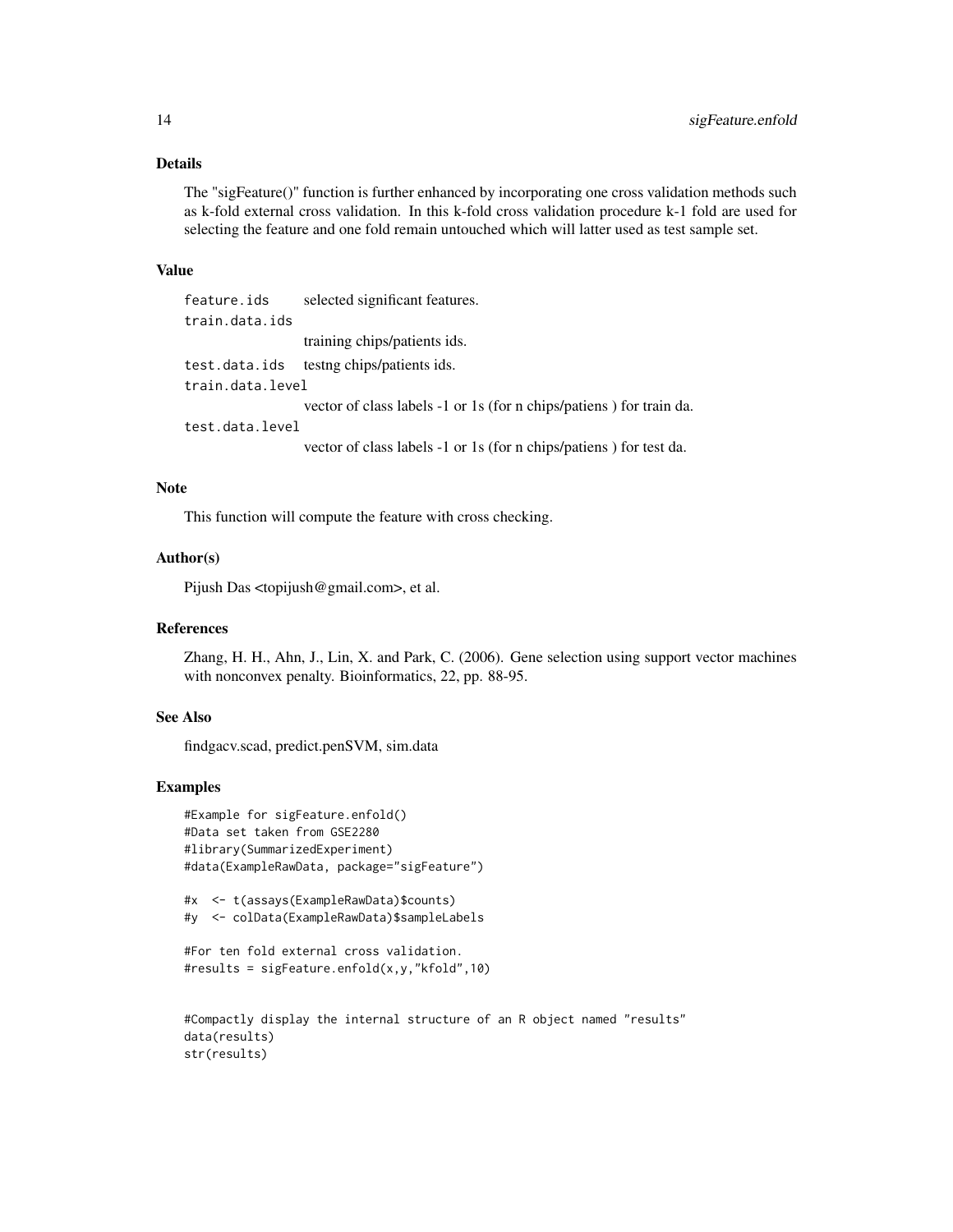### Details

The "sigFeature()" function is further enhanced by incorporating one cross validation methods such as k-fold external cross validation. In this k-fold cross validation procedure k-1 fold are used for selecting the feature and one fold remain untouched which will latter used as test sample set.

### Value

| | |
|---|---|
| `feature.ids` | selected significant features. |
| `train.data.ids` | training chips/patients ids. |
| `test.data.ids` | testng chips/patients ids. |
| `train.data.level` | vector of class labels -1 or 1s (for n chips/patiens ) for train da. |
| `test.data.level` | vector of class labels -1 or 1s (for n chips/patiens ) for test da. |

### Note

This function will compute the feature with cross checking.

### Author(s)

Pijush Das <topijush@gmail.com>, et al.

### References

Zhang, H. H., Ahn, J., Lin, X. and Park, C. (2006). Gene selection using support vector machines with nonconvex penalty. Bioinformatics, 22, pp. 88-95.

### See Also

findgacv.scad, predict.penSVM, sim.data

### Examples

```
#Example for sigFeature.enfold()
#Data set taken from GSE2280
#library(SummarizedExperiment)
#data(ExampleRawData, package="sigFeature")

#x  <- t(assays(ExampleRawData)$counts)
#y  <- colData(ExampleRawData)$sampleLabels

#For ten fold external cross validation.
#results = sigFeature.enfold(x,y,"kfold",10)


#Compactly display the internal structure of an R object named "results"
data(results)
str(results)
```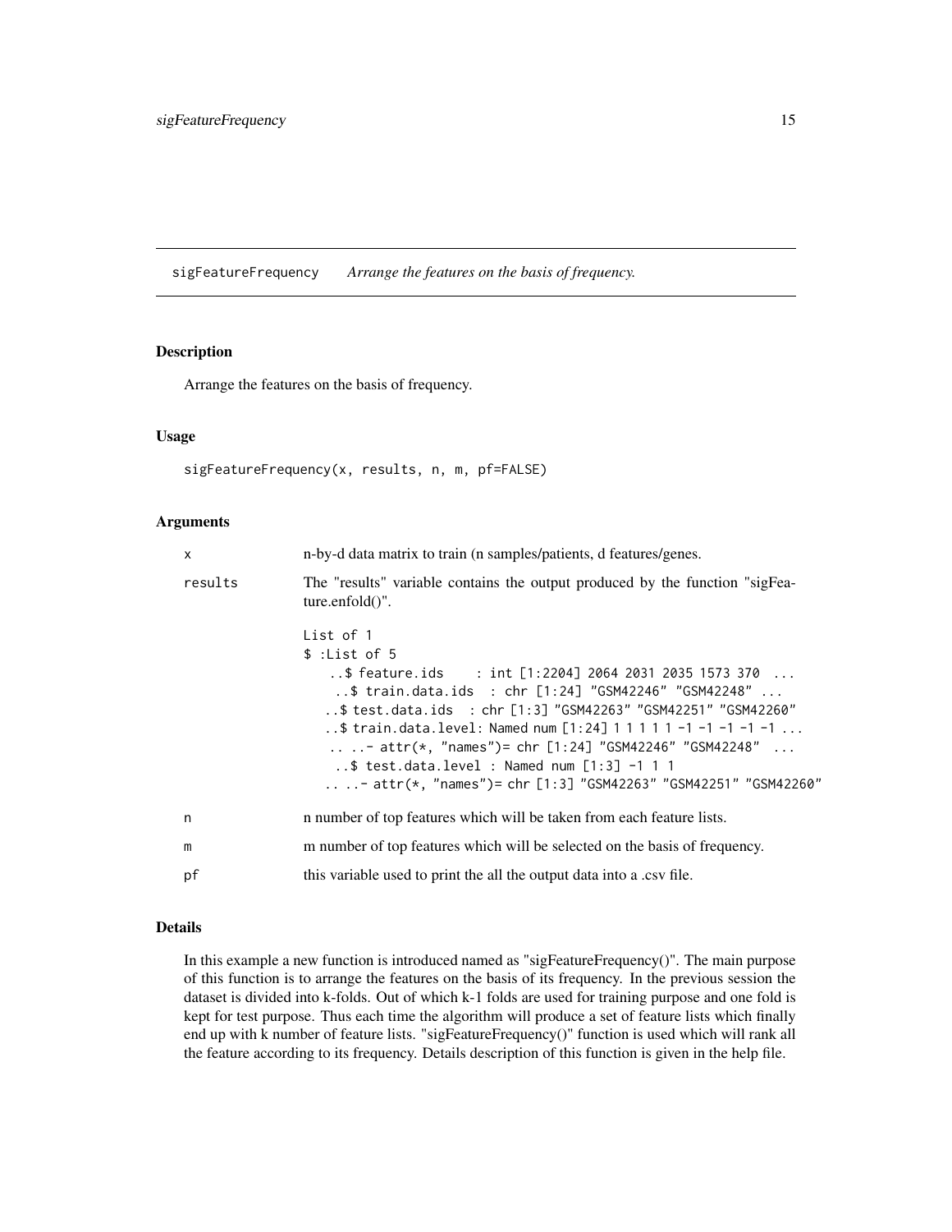sigFeatureFrequency *Arrange the features on the basis of frequency.*

## Description

Arrange the features on the basis of frequency.

## Usage

```
sigFeatureFrequency(x, results, n, m, pf=FALSE)
```

## Arguments

| | |
|---|---|
| x | n-by-d data matrix to train (n samples/patients, d features/genes. |
| results | The "results" variable contains the output produced by the function "sigFeature.enfold()". |
| n | n number of top features which will be taken from each feature lists. |
| m | m number of top features which will be selected on the basis of frequency. |
| pf | this variable used to print the all the output data into a .csv file. |

For `results`:

```
List of 1
$ :List of 5
  ..$ feature.ids    : int [1:2204] 2064 2031 2035 1573 370  ...
  ..$ train.data.ids  : chr [1:24] "GSM42246" "GSM42248" ...
  ..$ test.data.ids  : chr [1:3] "GSM42263" "GSM42251" "GSM42260"
  ..$ train.data.level: Named num [1:24] 1 1 1 1 1 -1 -1 -1 -1 -1 ...
  .. ..- attr(*, "names")= chr [1:24] "GSM42246" "GSM42248"  ...
  ..$ test.data.level : Named num [1:3] -1 1 1
  .. ..- attr(*, "names")= chr [1:3] "GSM42263" "GSM42251" "GSM42260"
```

## Details

In this example a new function is introduced named as "sigFeatureFrequency()". The main purpose of this function is to arrange the features on the basis of its frequency. In the previous session the dataset is divided into k-folds. Out of which k-1 folds are used for training purpose and one fold is kept for test purpose. Thus each time the algorithm will produce a set of feature lists which finally end up with k number of feature lists. "sigFeatureFrequency()" function is used which will rank all the feature according to its frequency. Details description of this function is given in the help file.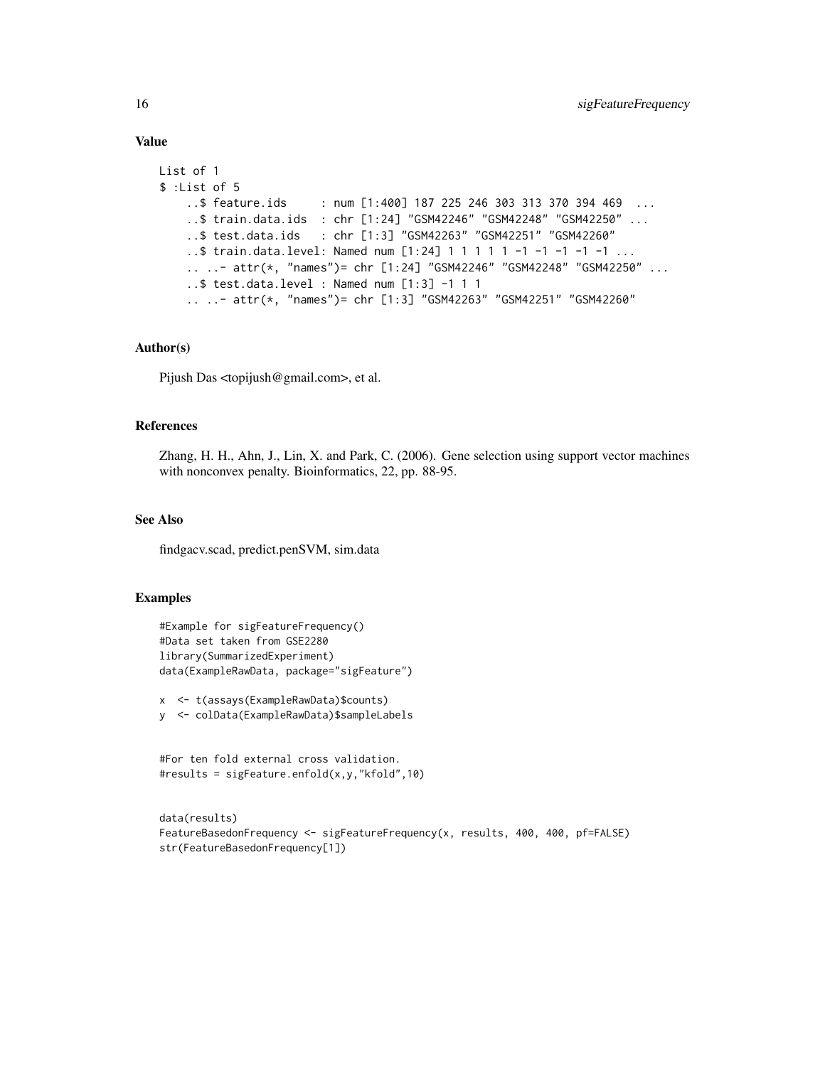### Value

```
List of 1
$ :List of 5
  ..$ feature.ids     : num [1:400] 187 225 246 303 313 370 394 469  ...
  ..$ train.data.ids  : chr [1:24] "GSM42246" "GSM42248" "GSM42250" ...
  ..$ test.data.ids   : chr [1:3] "GSM42263" "GSM42251" "GSM42260"
  ..$ train.data.level: Named num [1:24] 1 1 1 1 1 -1 -1 -1 -1 -1 ...
  .. ..- attr(*, "names")= chr [1:24] "GSM42246" "GSM42248" "GSM42250" ...
  ..$ test.data.level : Named num [1:3] -1 1 1
  .. ..- attr(*, "names")= chr [1:3] "GSM42263" "GSM42251" "GSM42260"
```

### Author(s)

Pijush Das <topijush@gmail.com>, et al.

### References

Zhang, H. H., Ahn, J., Lin, X. and Park, C. (2006). Gene selection using support vector machines with nonconvex penalty. Bioinformatics, 22, pp. 88-95.

### See Also

findgacv.scad, predict.penSVM, sim.data

### Examples

```
#Example for sigFeatureFrequency()
#Data set taken from GSE2280
library(SummarizedExperiment)
data(ExampleRawData, package="sigFeature")

x  <- t(assays(ExampleRawData)$counts)
y  <- colData(ExampleRawData)$sampleLabels


#For ten fold external cross validation.
#results = sigFeature.enfold(x,y,"kfold",10)


data(results)
FeatureBasedonFrequency <- sigFeatureFrequency(x, results, 400, 400, pf=FALSE)
str(FeatureBasedonFrequency[1])
```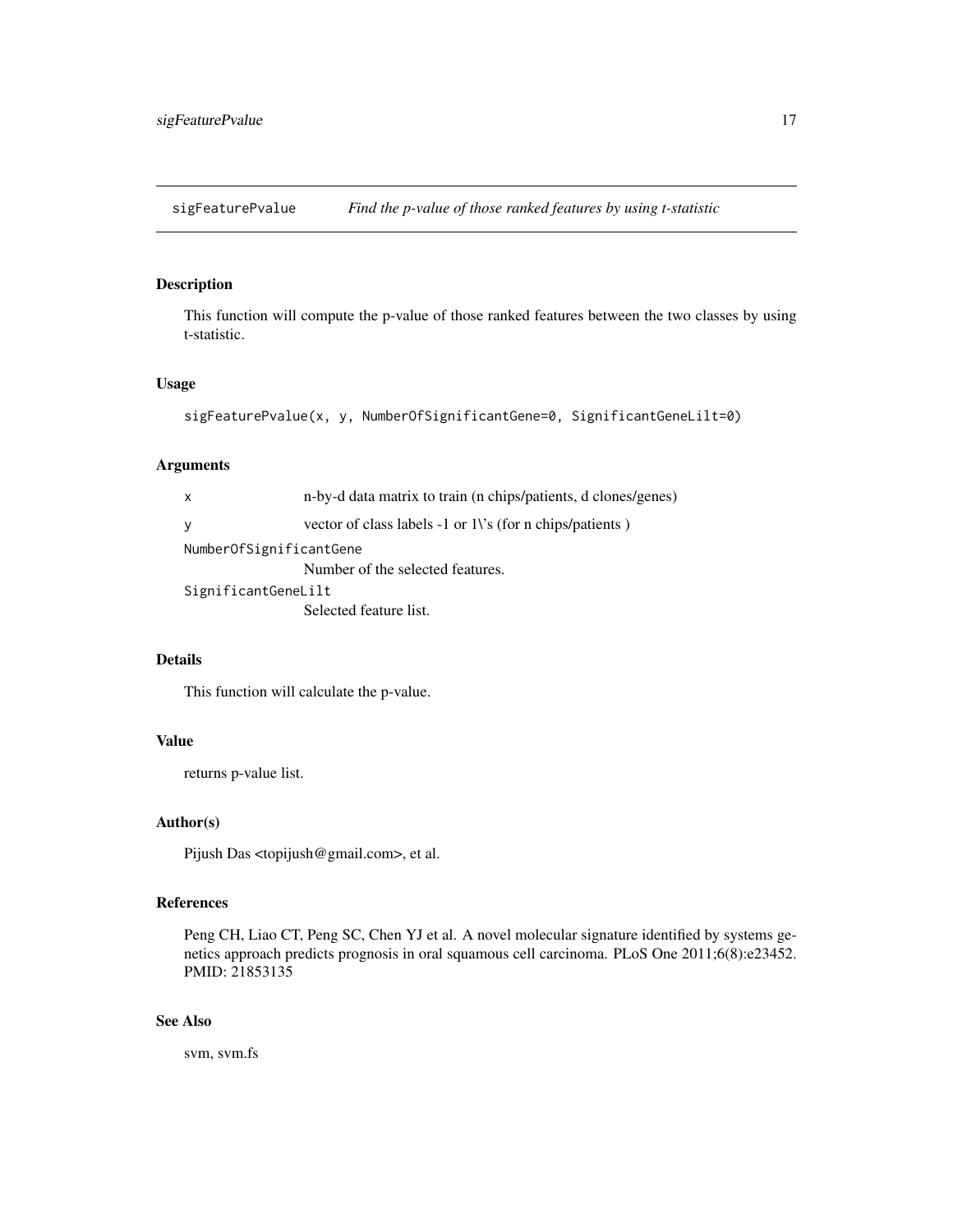# sigFeaturePvalue — *Find the p-value of those ranked features by using t-statistic*

## Description

This function will compute the p-value of those ranked features between the two classes by using t-statistic.

## Usage

```
sigFeaturePvalue(x, y, NumberOfSignificantGene=0, SignificantGeneLilt=0)
```

## Arguments

| | |
|---|---|
| `x` | n-by-d data matrix to train (n chips/patients, d clones/genes) |
| `y` | vector of class labels -1 or 1\'s (for n chips/patients ) |
| `NumberOfSignificantGene` | Number of the selected features. |
| `SignificantGeneLilt` | Selected feature list. |

## Details

This function will calculate the p-value.

## Value

returns p-value list.

## Author(s)

Pijush Das <topijush@gmail.com>, et al.

## References

Peng CH, Liao CT, Peng SC, Chen YJ et al. A novel molecular signature identified by systems genetics approach predicts prognosis in oral squamous cell carcinoma. PLoS One 2011;6(8):e23452. PMID: 21853135

## See Also

svm, svm.fs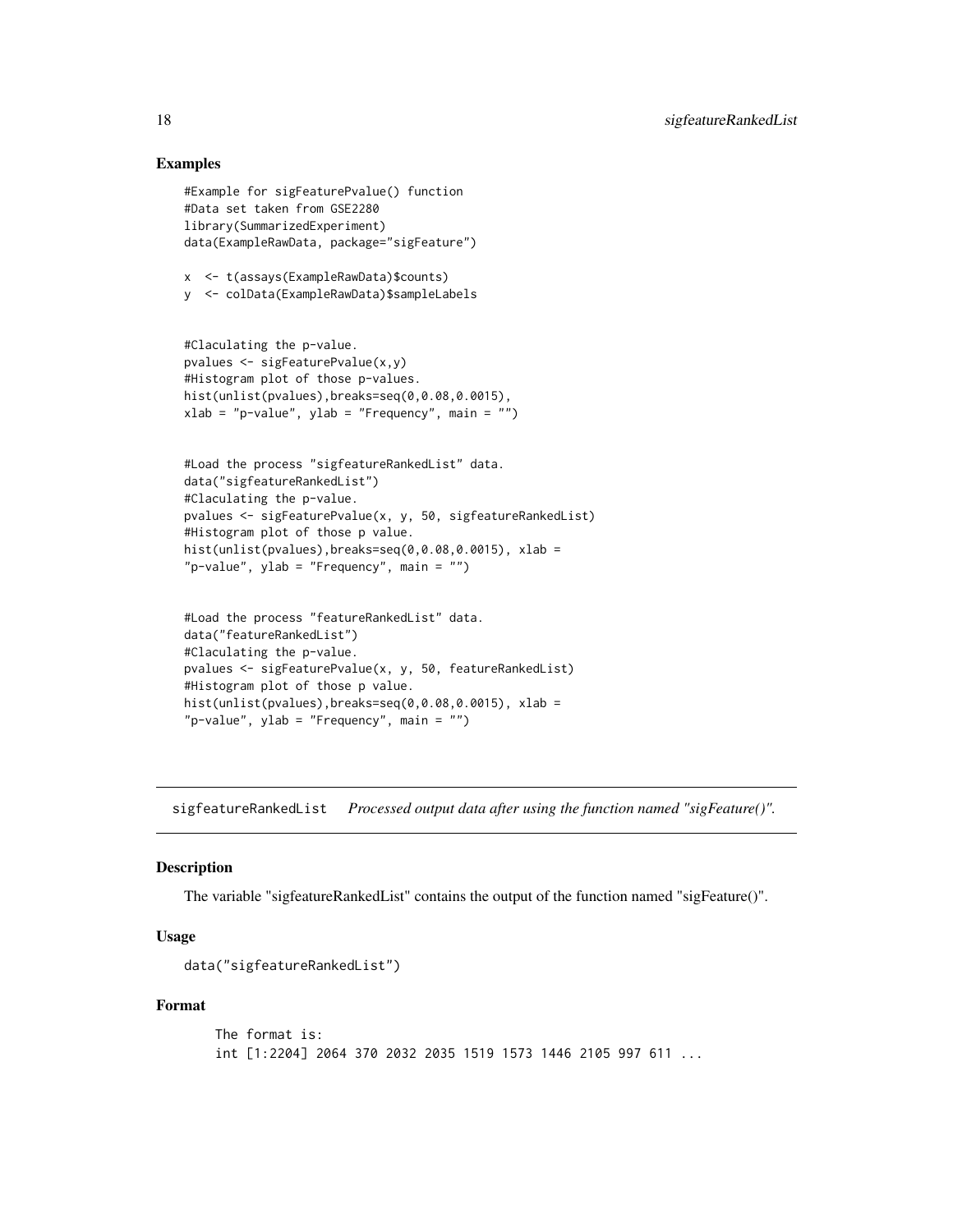## Examples

```
#Example for sigFeaturePvalue() function
#Data set taken from GSE2280
library(SummarizedExperiment)
data(ExampleRawData, package="sigFeature")

x  <- t(assays(ExampleRawData)$counts)
y  <- colData(ExampleRawData)$sampleLabels


#Claculating the p-value.
pvalues <- sigFeaturePvalue(x,y)
#Histogram plot of those p-values.
hist(unlist(pvalues),breaks=seq(0,0.08,0.0015),
xlab = "p-value", ylab = "Frequency", main = "")


#Load the process "sigfeatureRankedList" data.
data("sigfeatureRankedList")
#Claculating the p-value.
pvalues <- sigFeaturePvalue(x, y, 50, sigfeatureRankedList)
#Histogram plot of those p value.
hist(unlist(pvalues),breaks=seq(0,0.08,0.0015), xlab =
"p-value", ylab = "Frequency", main = "")


#Load the process "featureRankedList" data.
data("featureRankedList")
#Claculating the p-value.
pvalues <- sigFeaturePvalue(x, y, 50, featureRankedList)
#Histogram plot of those p value.
hist(unlist(pvalues),breaks=seq(0,0.08,0.0015), xlab =
"p-value", ylab = "Frequency", main = "")
```

---

# sigfeatureRankedList *Processed output data after using the function named "sigFeature()".*

---

## Description

The variable "sigfeatureRankedList" contains the output of the function named "sigFeature()".

## Usage

```
data("sigfeatureRankedList")
```

## Format

```
The format is:
int [1:2204] 2064 370 2032 2035 1519 1573 1446 2105 997 611 ...
```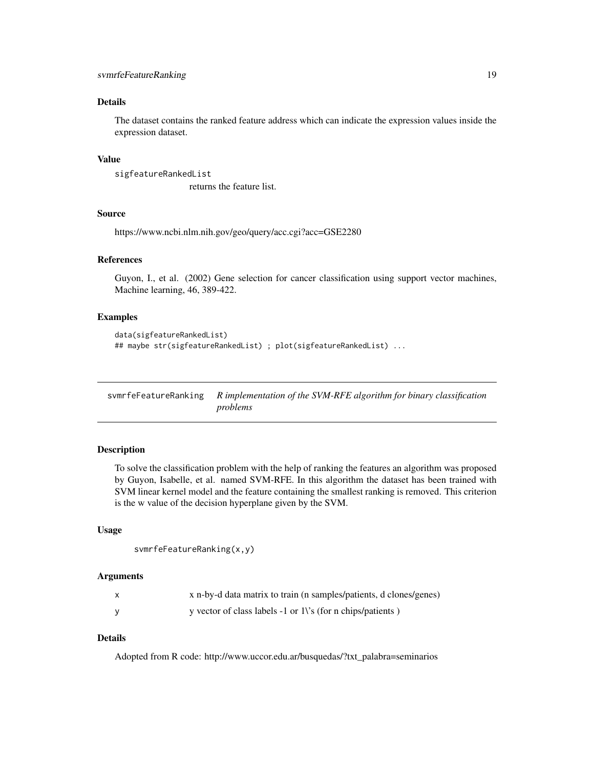### Details

The dataset contains the ranked feature address which can indicate the expression values inside the expression dataset.

### Value

`sigfeatureRankedList`
: returns the feature list.

### Source

https://www.ncbi.nlm.nih.gov/geo/query/acc.cgi?acc=GSE2280

### References

Guyon, I., et al. (2002) Gene selection for cancer classification using support vector machines, Machine learning, 46, 389-422.

### Examples

```
data(sigfeatureRankedList)
## maybe str(sigfeatureRankedList) ; plot(sigfeatureRankedList) ...
```

---

## svmrfeFeatureRanking    *R implementation of the SVM-RFE algorithm for binary classification problems*

---

### Description

To solve the classification problem with the help of ranking the features an algorithm was proposed by Guyon, Isabelle, et al. named SVM-RFE. In this algorithm the dataset has been trained with SVM linear kernel model and the feature containing the smallest ranking is removed. This criterion is the w value of the decision hyperplane given by the SVM.

### Usage

```
svmrfeFeatureRanking(x,y)
```

### Arguments

| | |
|---|---|
| x | x n-by-d data matrix to train (n samples/patients, d clones/genes) |
| y | y vector of class labels -1 or 1\'s (for n chips/patients ) |

### Details

Adopted from R code: http://www.uccor.edu.ar/busquedas/?txt_palabra=seminarios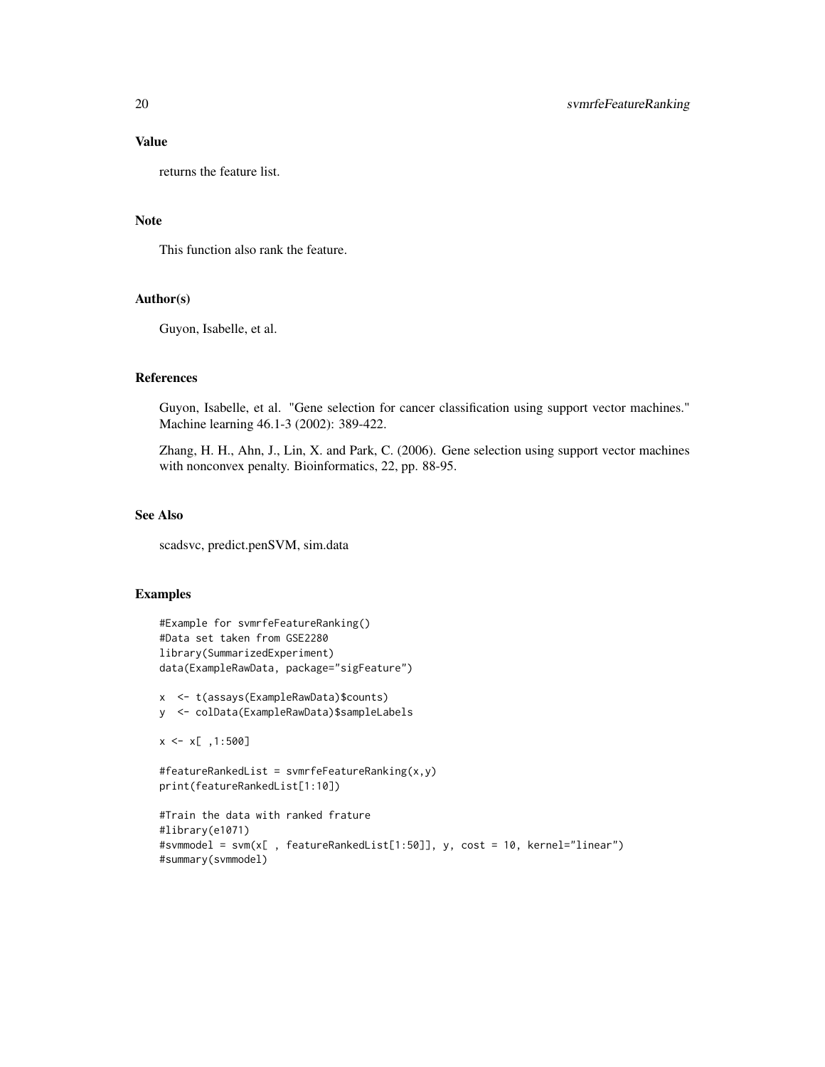## Value

returns the feature list.

## Note

This function also rank the feature.

## Author(s)

Guyon, Isabelle, et al.

## References

Guyon, Isabelle, et al. "Gene selection for cancer classification using support vector machines." Machine learning 46.1-3 (2002): 389-422.

Zhang, H. H., Ahn, J., Lin, X. and Park, C. (2006). Gene selection using support vector machines with nonconvex penalty. Bioinformatics, 22, pp. 88-95.

## See Also

scadsvc, predict.penSVM, sim.data

## Examples

```
#Example for svmrfeFeatureRanking()
#Data set taken from GSE2280
library(SummarizedExperiment)
data(ExampleRawData, package="sigFeature")

x  <- t(assays(ExampleRawData)$counts)
y  <- colData(ExampleRawData)$sampleLabels

x <- x[ ,1:500]

#featureRankedList = svmrfeFeatureRanking(x,y)
print(featureRankedList[1:10])

#Train the data with ranked frature
#library(e1071)
#svmmodel = svm(x[ , featureRankedList[1:50]], y, cost = 10, kernel="linear")
#summary(svmmodel)
```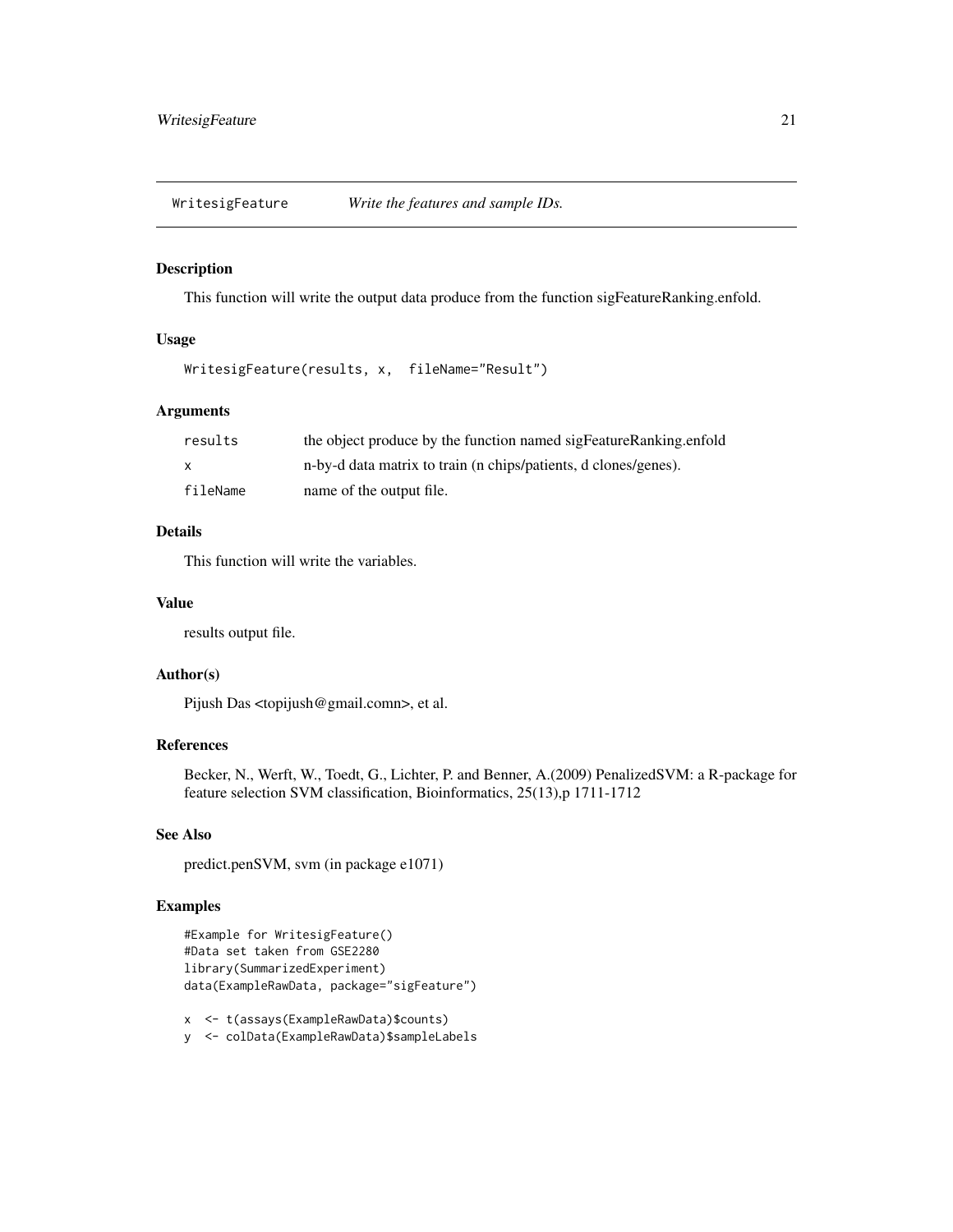WritesigFeature *Write the features and sample IDs.*

### Description

This function will write the output data produce from the function sigFeatureRanking.enfold.

### Usage

```
WritesigFeature(results, x,  fileName="Result")
```

### Arguments

| | |
|---|---|
| results | the object produce by the function named sigFeatureRanking.enfold |
| x | n-by-d data matrix to train (n chips/patients, d clones/genes). |
| fileName | name of the output file. |

### Details

This function will write the variables.

### Value

results output file.

### Author(s)

Pijush Das <topijush@gmail.comn>, et al.

### References

Becker, N., Werft, W., Toedt, G., Lichter, P. and Benner, A.(2009) PenalizedSVM: a R-package for feature selection SVM classification, Bioinformatics, 25(13),p 1711-1712

### See Also

predict.penSVM, svm (in package e1071)

### Examples

```
#Example for WritesigFeature()
#Data set taken from GSE2280
library(SummarizedExperiment)
data(ExampleRawData, package="sigFeature")

x  <- t(assays(ExampleRawData)$counts)
y  <- colData(ExampleRawData)$sampleLabels
```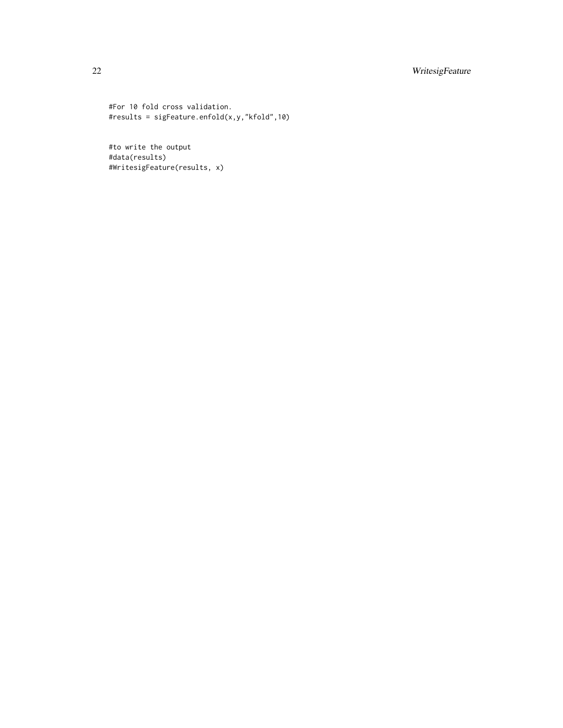```
#For 10 fold cross validation.
#results = sigFeature.enfold(x,y,"kfold",10)


#to write the output
#data(results)
#WritesigFeature(results, x)
```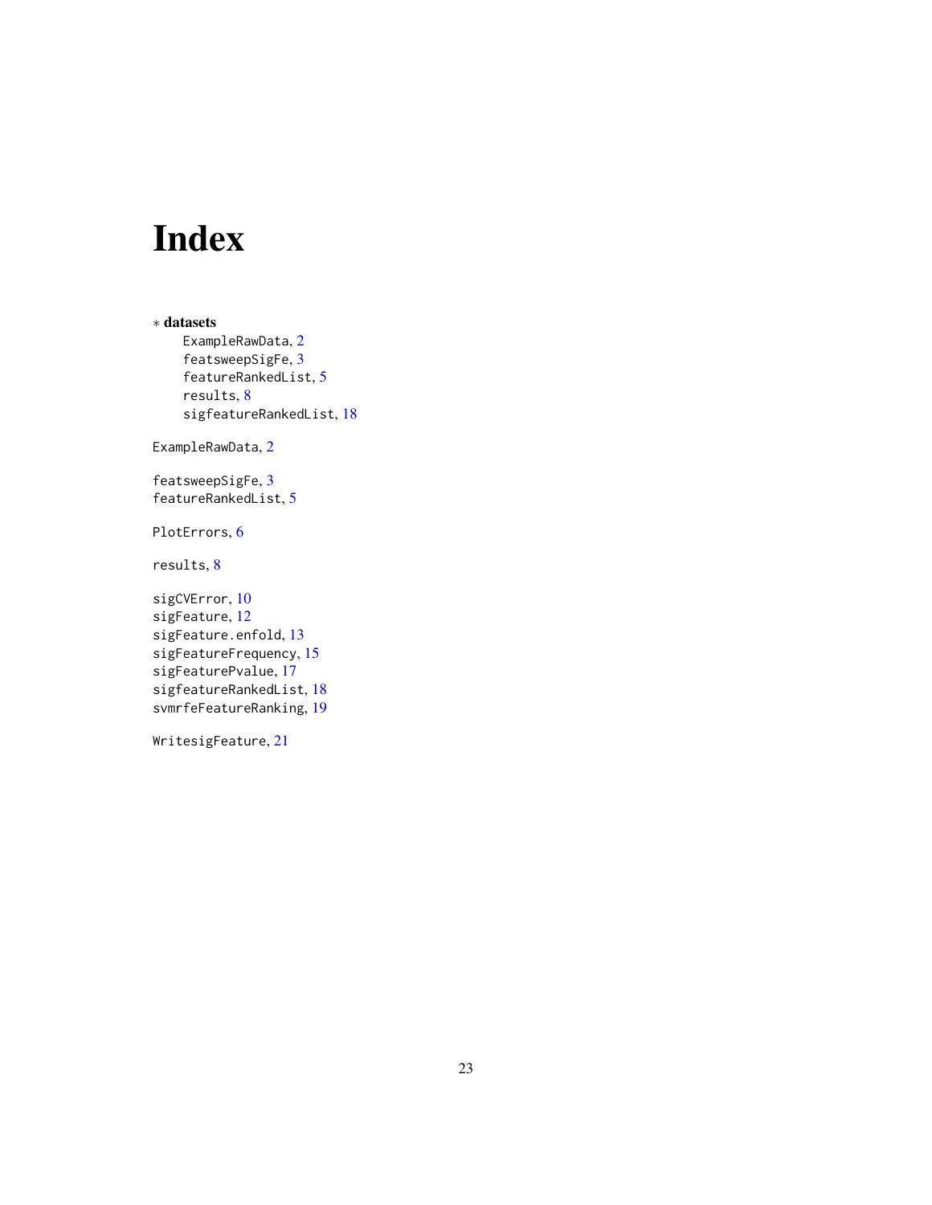# Index

∗ **datasets**
    ExampleRawData, 2
    featsweepSigFe, 3
    featureRankedList, 5
    results, 8
    sigfeatureRankedList, 18

ExampleRawData, 2

featsweepSigFe, 3
featureRankedList, 5

PlotErrors, 6

results, 8

sigCVError, 10
sigFeature, 12
sigFeature.enfold, 13
sigFeatureFrequency, 15
sigFeaturePvalue, 17
sigfeatureRankedList, 18
svmrfeFeatureRanking, 19

WritesigFeature, 21